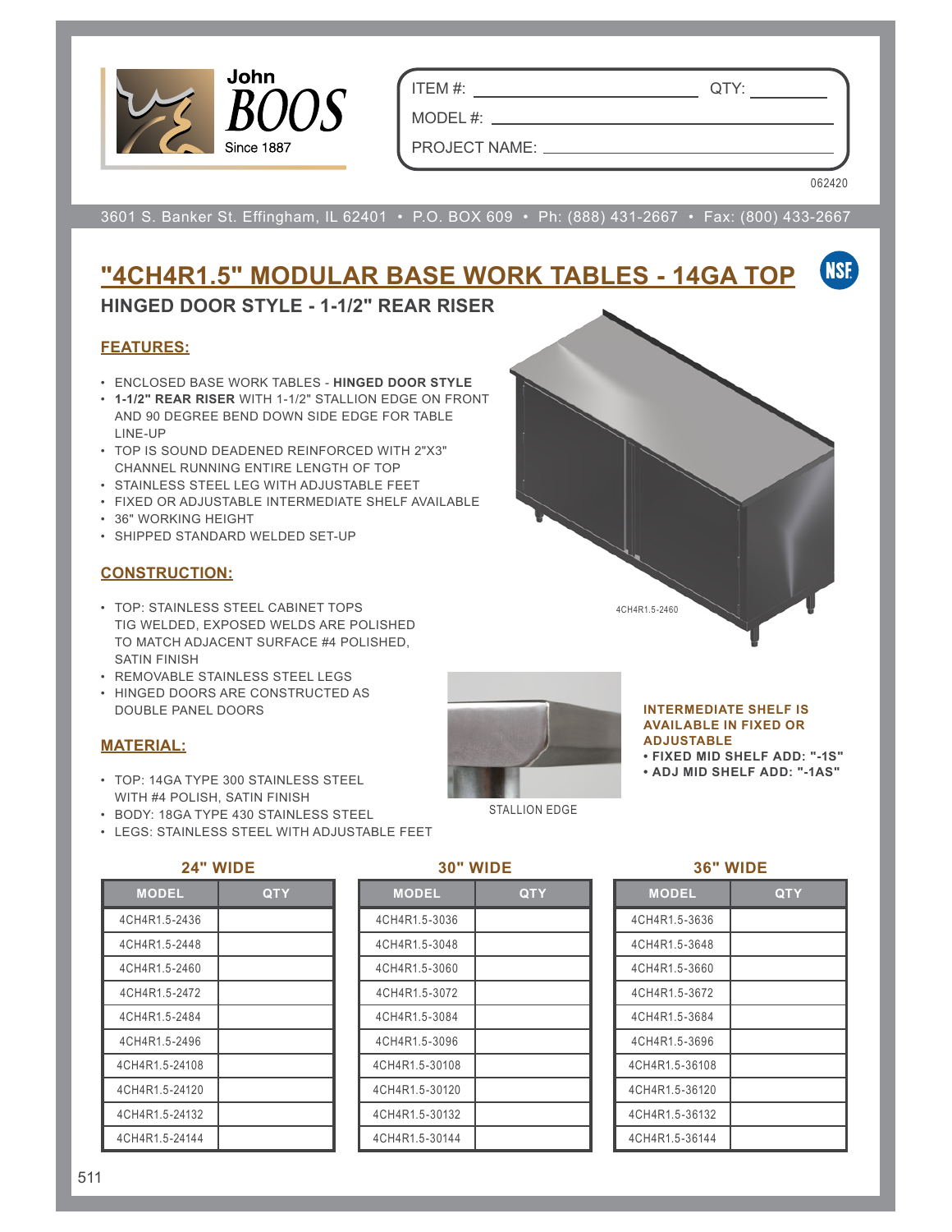John BOOS
Since 1887

ITEM #: ____________ QTY: ________

MODEL #: ____________

PROJECT NAME: ____________

062420

3601 S. Banker St. Effingham, IL 62401 • P.O. BOX 609 • Ph: (888) 431-2667 • Fax: (800) 433-2667

# "4CH4R1.5" MODULAR BASE WORK TABLES - 14GA TOP

## HINGED DOOR STYLE - 1-1/2" REAR RISER

### FEATURES:

- ENCLOSED BASE WORK TABLES - **HINGED DOOR STYLE**
- **1-1/2" REAR RISER** WITH 1-1/2" STALLION EDGE ON FRONT AND 90 DEGREE BEND DOWN SIDE EDGE FOR TABLE LINE-UP
- TOP IS SOUND DEADENED REINFORCED WITH 2"X3" CHANNEL RUNNING ENTIRE LENGTH OF TOP
- STAINLESS STEEL LEG WITH ADJUSTABLE FEET
- FIXED OR ADJUSTABLE INTERMEDIATE SHELF AVAILABLE
- 36" WORKING HEIGHT
- SHIPPED STANDARD WELDED SET-UP

4CH4R1.5-2460

### CONSTRUCTION:

- TOP: STAINLESS STEEL CABINET TOPS TIG WELDED, EXPOSED WELDS ARE POLISHED TO MATCH ADJACENT SURFACE #4 POLISHED, SATIN FINISH
- REMOVABLE STAINLESS STEEL LEGS
- HINGED DOORS ARE CONSTRUCTED AS DOUBLE PANEL DOORS

### MATERIAL:

- TOP: 14GA TYPE 300 STAINLESS STEEL WITH #4 POLISH, SATIN FINISH
- BODY: 18GA TYPE 430 STAINLESS STEEL
- LEGS: STAINLESS STEEL WITH ADJUSTABLE FEET

STALLION EDGE

**INTERMEDIATE SHELF IS AVAILABLE IN FIXED OR ADJUSTABLE**
**• FIXED MID SHELF ADD: "-1S"**
**• ADJ MID SHELF ADD: "-1AS"**

**24" WIDE**

| MODEL | QTY |
|---|---|
| 4CH4R1.5-2436 | |
| 4CH4R1.5-2448 | |
| 4CH4R1.5-2460 | |
| 4CH4R1.5-2472 | |
| 4CH4R1.5-2484 | |
| 4CH4R1.5-2496 | |
| 4CH4R1.5-24108 | |
| 4CH4R1.5-24120 | |
| 4CH4R1.5-24132 | |
| 4CH4R1.5-24144 | |

**30" WIDE**

| MODEL | QTY |
|---|---|
| 4CH4R1.5-3036 | |
| 4CH4R1.5-3048 | |
| 4CH4R1.5-3060 | |
| 4CH4R1.5-3072 | |
| 4CH4R1.5-3084 | |
| 4CH4R1.5-3096 | |
| 4CH4R1.5-30108 | |
| 4CH4R1.5-30120 | |
| 4CH4R1.5-30132 | |
| 4CH4R1.5-30144 | |

**36" WIDE**

| MODEL | QTY |
|---|---|
| 4CH4R1.5-3636 | |
| 4CH4R1.5-3648 | |
| 4CH4R1.5-3660 | |
| 4CH4R1.5-3672 | |
| 4CH4R1.5-3684 | |
| 4CH4R1.5-3696 | |
| 4CH4R1.5-36108 | |
| 4CH4R1.5-36120 | |
| 4CH4R1.5-36132 | |
| 4CH4R1.5-36144 | |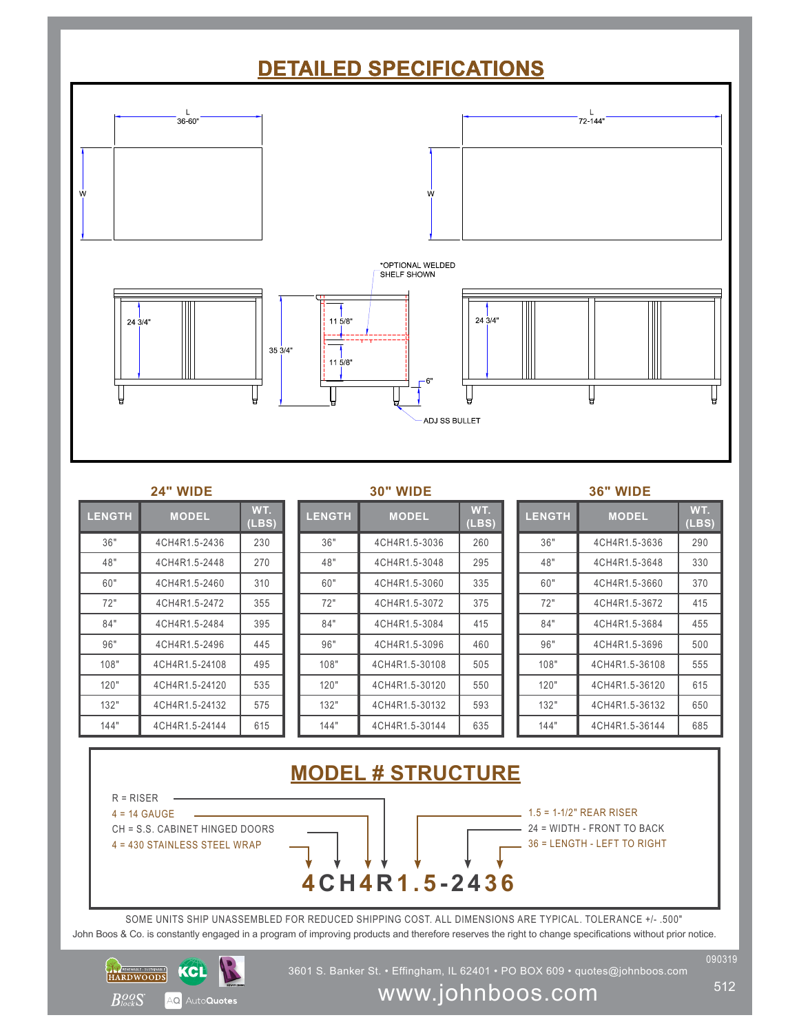## DETAILED SPECIFICATIONS

L
36-60"

L
72-144"

W

W

*OPTIONAL WELDED SHELF SHOWN

24 3/4"

11 5/8"

11 5/8"

35 3/4"

6"

24 3/4"

ADJ SS BULLET

### 24" WIDE

| LENGTH | MODEL | WT. (LBS) |
|---|---|---|
| 36" | 4CH4R1.5-2436 | 230 |
| 48" | 4CH4R1.5-2448 | 270 |
| 60" | 4CH4R1.5-2460 | 310 |
| 72" | 4CH4R1.5-2472 | 355 |
| 84" | 4CH4R1.5-2484 | 395 |
| 96" | 4CH4R1.5-2496 | 445 |
| 108" | 4CH4R1.5-24108 | 495 |
| 120" | 4CH4R1.5-24120 | 535 |
| 132" | 4CH4R1.5-24132 | 575 |
| 144" | 4CH4R1.5-24144 | 615 |

### 30" WIDE

| LENGTH | MODEL | WT. (LBS) |
|---|---|---|
| 36" | 4CH4R1.5-3036 | 260 |
| 48" | 4CH4R1.5-3048 | 295 |
| 60" | 4CH4R1.5-3060 | 335 |
| 72" | 4CH4R1.5-3072 | 375 |
| 84" | 4CH4R1.5-3084 | 415 |
| 96" | 4CH4R1.5-3096 | 460 |
| 108" | 4CH4R1.5-30108 | 505 |
| 120" | 4CH4R1.5-30120 | 550 |
| 132" | 4CH4R1.5-30132 | 593 |
| 144" | 4CH4R1.5-30144 | 635 |

### 36" WIDE

| LENGTH | MODEL | WT. (LBS) |
|---|---|---|
| 36" | 4CH4R1.5-3636 | 290 |
| 48" | 4CH4R1.5-3648 | 330 |
| 60" | 4CH4R1.5-3660 | 370 |
| 72" | 4CH4R1.5-3672 | 415 |
| 84" | 4CH4R1.5-3684 | 455 |
| 96" | 4CH4R1.5-3696 | 500 |
| 108" | 4CH4R1.5-36108 | 555 |
| 120" | 4CH4R1.5-36120 | 615 |
| 132" | 4CH4R1.5-36132 | 650 |
| 144" | 4CH4R1.5-36144 | 685 |

## MODEL # STRUCTURE

R = RISER
4 = 14 GAUGE
CH = S.S. CABINET HINGED DOORS
4 = 430 STAINLESS STEEL WRAP

1.5 = 1-1/2" REAR RISER
24 = WIDTH - FRONT TO BACK
36 = LENGTH - LEFT TO RIGHT

**4CH4R1.5-2436**

SOME UNITS SHIP UNASSEMBLED FOR REDUCED SHIPPING COST. ALL DIMENSIONS ARE TYPICAL. TOLERANCE +/- .500"

John Boos & Co. is constantly engaged in a program of improving products and therefore reserves the right to change specifications without prior notice.

3601 S. Banker St. • Effingham, IL 62401 • PO BOX 609 • quotes@johnboos.com

www.johnboos.com

090319